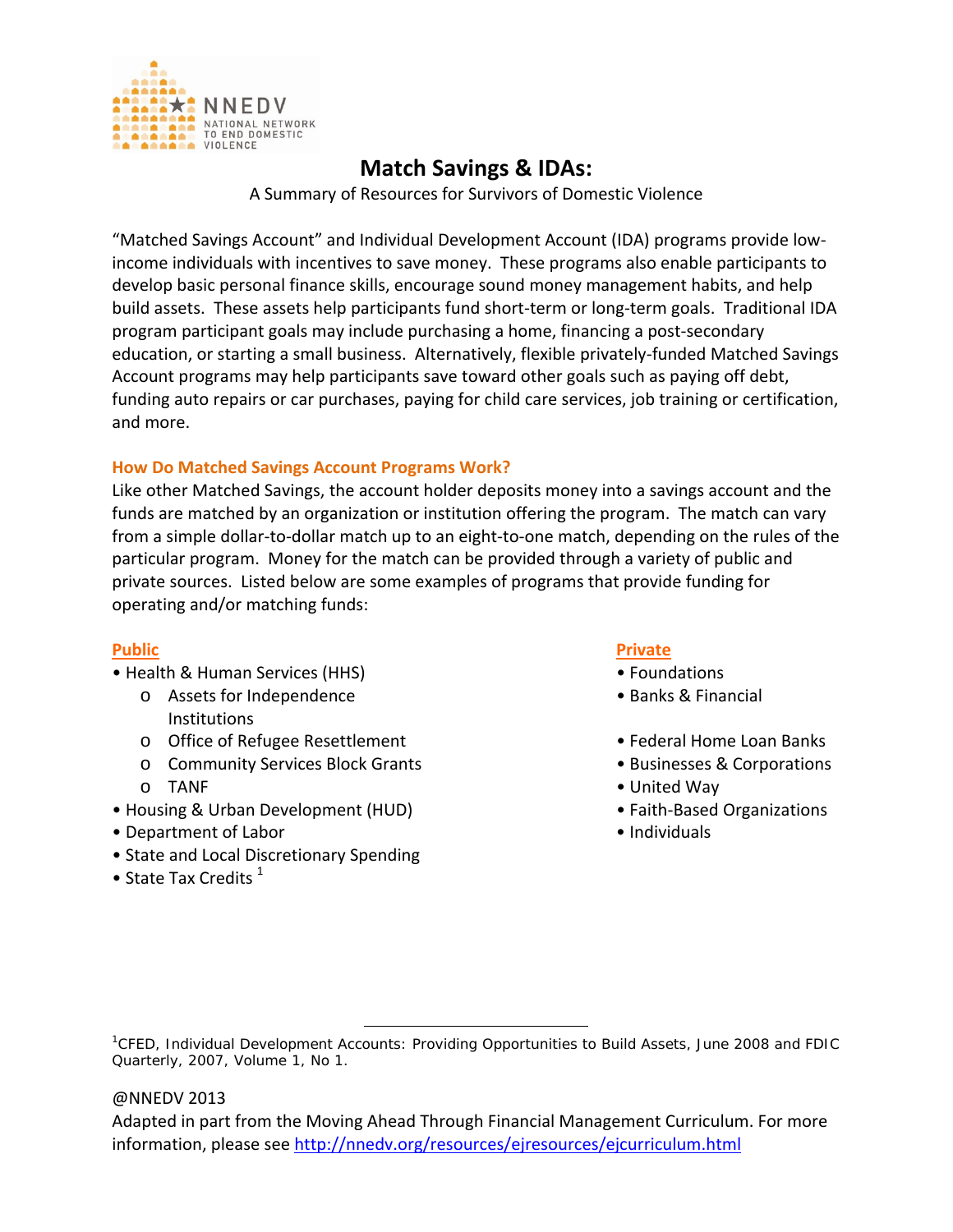NNEDV
NATIONAL NETWORK TO END DOMESTIC VIOLENCE

# Match Savings & IDAs:

A Summary of Resources for Survivors of Domestic Violence

"Matched Savings Account" and Individual Development Account (IDA) programs provide low-income individuals with incentives to save money. These programs also enable participants to develop basic personal finance skills, encourage sound money management habits, and help build assets. These assets help participants fund short-term or long-term goals. Traditional IDA program participant goals may include purchasing a home, financing a post-secondary education, or starting a small business. Alternatively, flexible privately-funded Matched Savings Account programs may help participants save toward other goals such as paying off debt, funding auto repairs or car purchases, paying for child care services, job training or certification, and more.

## How Do Matched Savings Account Programs Work?

Like other Matched Savings, the account holder deposits money into a savings account and the funds are matched by an organization or institution offering the program. The match can vary from a simple dollar-to-dollar match up to an eight-to-one match, depending on the rules of the particular program. Money for the match can be provided through a variety of public and private sources. Listed below are some examples of programs that provide funding for operating and/or matching funds:

### Public

- Health & Human Services (HHS)
  - Assets for Independence Institutions
  - Office of Refugee Resettlement
  - Community Services Block Grants
  - TANF
- Housing & Urban Development (HUD)
- Department of Labor
- State and Local Discretionary Spending
- State Tax Credits [1]

### Private

- Foundations
- Banks & Financial
- Federal Home Loan Banks
- Businesses & Corporations
- United Way
- Faith-Based Organizations
- Individuals

[1]CFED, Individual Development Accounts: Providing Opportunities to Build Assets, June 2008 and FDIC Quarterly, 2007, Volume 1, No 1.

@NNEDV 2013

Adapted in part from the Moving Ahead Through Financial Management Curriculum. For more information, please see http://nnedv.org/resources/ejresources/ejcurriculum.html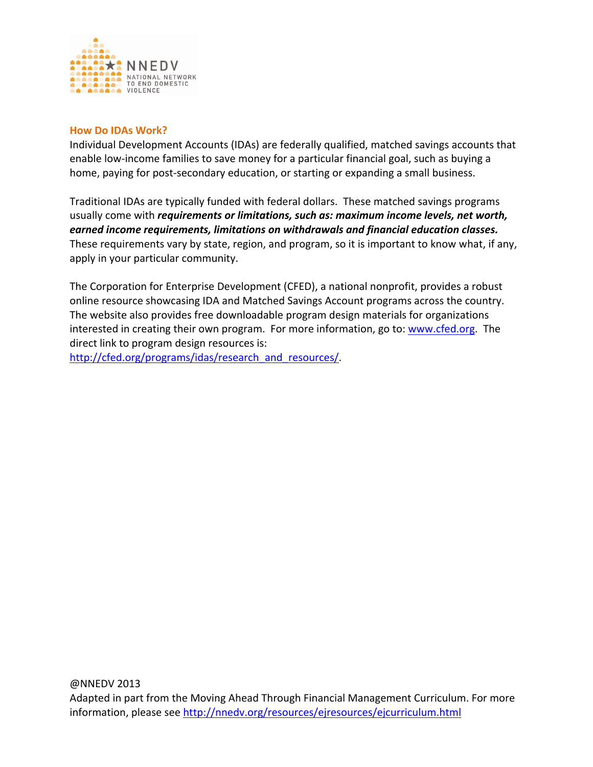## How Do IDAs Work?

Individual Development Accounts (IDAs) are federally qualified, matched savings accounts that enable low-income families to save money for a particular financial goal, such as buying a home, paying for post-secondary education, or starting or expanding a small business.

Traditional IDAs are typically funded with federal dollars. These matched savings programs usually come with ***requirements or limitations, such as: maximum income levels, net worth, earned income requirements, limitations on withdrawals and financial education classes.*** These requirements vary by state, region, and program, so it is important to know what, if any, apply in your particular community.

The Corporation for Enterprise Development (CFED), a national nonprofit, provides a robust online resource showcasing IDA and Matched Savings Account programs across the country. The website also provides free downloadable program design materials for organizations interested in creating their own program. For more information, go to: [www.cfed.org](http://www.cfed.org). The direct link to program design resources is: [http://cfed.org/programs/idas/research_and_resources/](http://cfed.org/programs/idas/research_and_resources/).

@NNEDV 2013
Adapted in part from the Moving Ahead Through Financial Management Curriculum. For more information, please see [http://nnedv.org/resources/ejresources/ejcurriculum.html](http://nnedv.org/resources/ejresources/ejcurriculum.html)